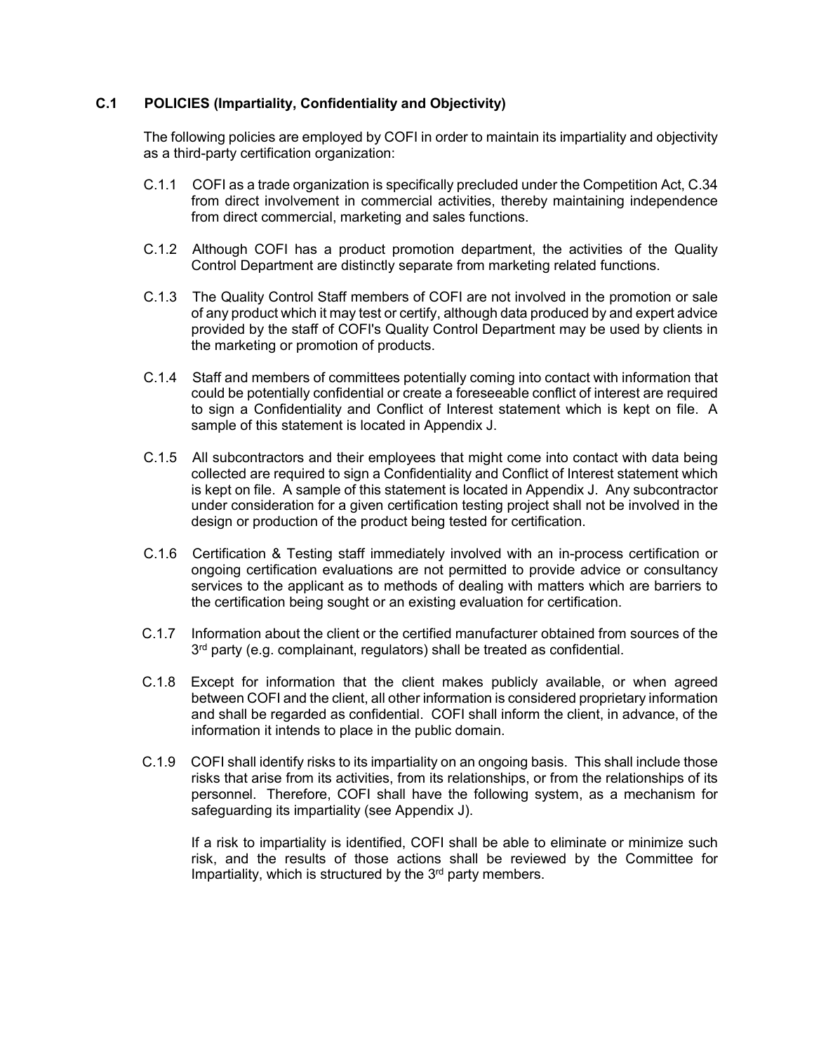## C.1 POLICIES (Impartiality, Confidentiality and Objectivity)

The following policies are employed by COFI in order to maintain its impartiality and objectivity as a third-party certification organization:

C.1.1 COFI as a trade organization is specifically precluded under the Competition Act, C.34 from direct involvement in commercial activities, thereby maintaining independence from direct commercial, marketing and sales functions.

C.1.2 Although COFI has a product promotion department, the activities of the Quality Control Department are distinctly separate from marketing related functions.

C.1.3 The Quality Control Staff members of COFI are not involved in the promotion or sale of any product which it may test or certify, although data produced by and expert advice provided by the staff of COFI's Quality Control Department may be used by clients in the marketing or promotion of products.

C.1.4 Staff and members of committees potentially coming into contact with information that could be potentially confidential or create a foreseeable conflict of interest are required to sign a Confidentiality and Conflict of Interest statement which is kept on file. A sample of this statement is located in Appendix J.

C.1.5 All subcontractors and their employees that might come into contact with data being collected are required to sign a Confidentiality and Conflict of Interest statement which is kept on file. A sample of this statement is located in Appendix J. Any subcontractor under consideration for a given certification testing project shall not be involved in the design or production of the product being tested for certification.

C.1.6 Certification & Testing staff immediately involved with an in-process certification or ongoing certification evaluations are not permitted to provide advice or consultancy services to the applicant as to methods of dealing with matters which are barriers to the certification being sought or an existing evaluation for certification.

C.1.7 Information about the client or the certified manufacturer obtained from sources of the 3rd party (e.g. complainant, regulators) shall be treated as confidential.

C.1.8 Except for information that the client makes publicly available, or when agreed between COFI and the client, all other information is considered proprietary information and shall be regarded as confidential. COFI shall inform the client, in advance, of the information it intends to place in the public domain.

C.1.9 COFI shall identify risks to its impartiality on an ongoing basis. This shall include those risks that arise from its activities, from its relationships, or from the relationships of its personnel. Therefore, COFI shall have the following system, as a mechanism for safeguarding its impartiality (see Appendix J).

If a risk to impartiality is identified, COFI shall be able to eliminate or minimize such risk, and the results of those actions shall be reviewed by the Committee for Impartiality, which is structured by the 3rd party members.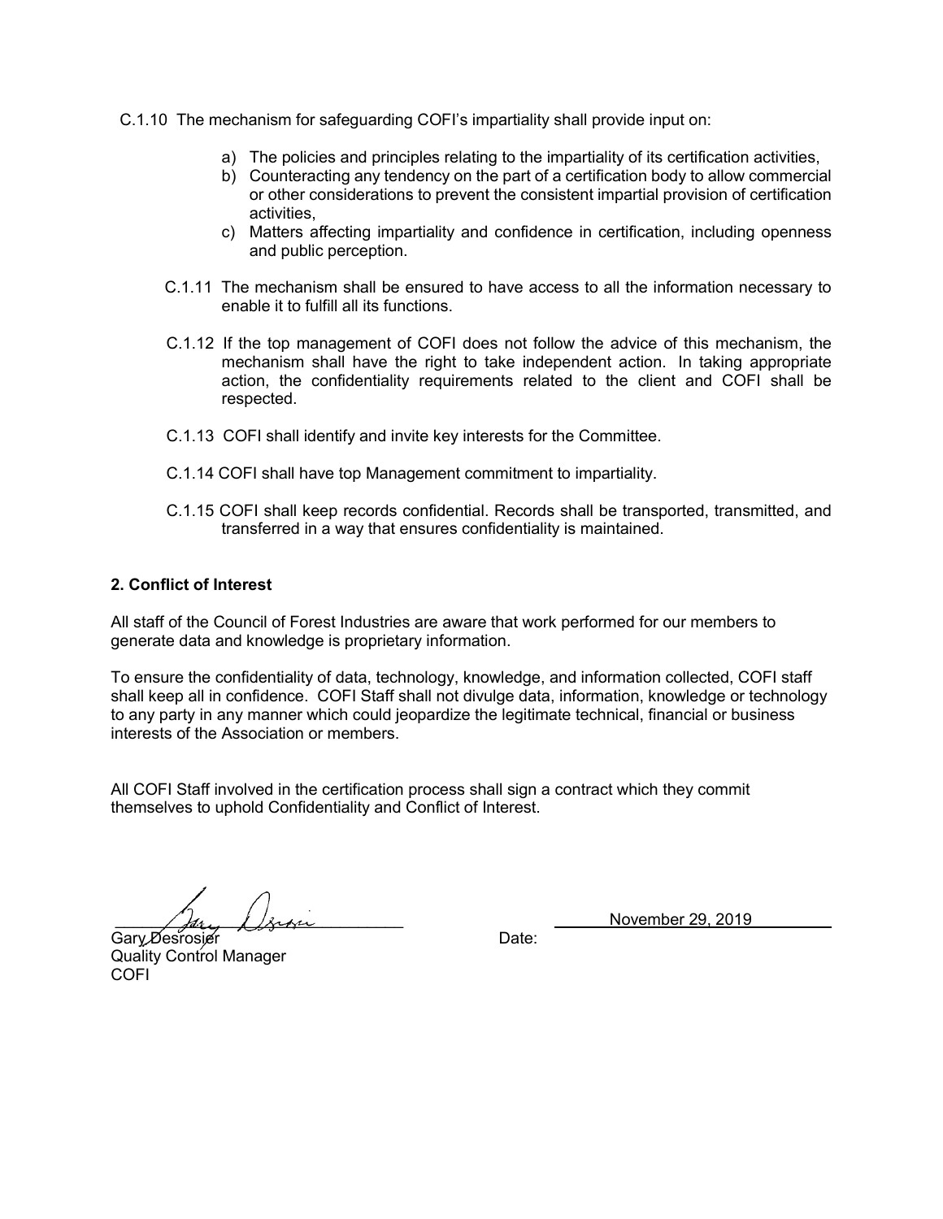C.1.10 The mechanism for safeguarding COFI's impartiality shall provide input on:

a) The policies and principles relating to the impartiality of its certification activities,
b) Counteracting any tendency on the part of a certification body to allow commercial or other considerations to prevent the consistent impartial provision of certification activities,
c) Matters affecting impartiality and confidence in certification, including openness and public perception.

C.1.11 The mechanism shall be ensured to have access to all the information necessary to enable it to fulfill all its functions.

C.1.12 If the top management of COFI does not follow the advice of this mechanism, the mechanism shall have the right to take independent action. In taking appropriate action, the confidentiality requirements related to the client and COFI shall be respected.

C.1.13 COFI shall identify and invite key interests for the Committee.

C.1.14 COFI shall have top Management commitment to impartiality.

C.1.15 COFI shall keep records confidential. Records shall be transported, transmitted, and transferred in a way that ensures confidentiality is maintained.

**2. Conflict of Interest**

All staff of the Council of Forest Industries are aware that work performed for our members to generate data and knowledge is proprietary information.

To ensure the confidentiality of data, technology, knowledge, and information collected, COFI staff shall keep all in confidence. COFI Staff shall not divulge data, information, knowledge or technology to any party in any manner which could jeopardize the legitimate technical, financial or business interests of the Association or members.

All COFI Staff involved in the certification process shall sign a contract which they commit themselves to uphold Confidentiality and Conflict of Interest.

Gary Desrosier
Quality Control Manager
COFI

Date: November 29, 2019